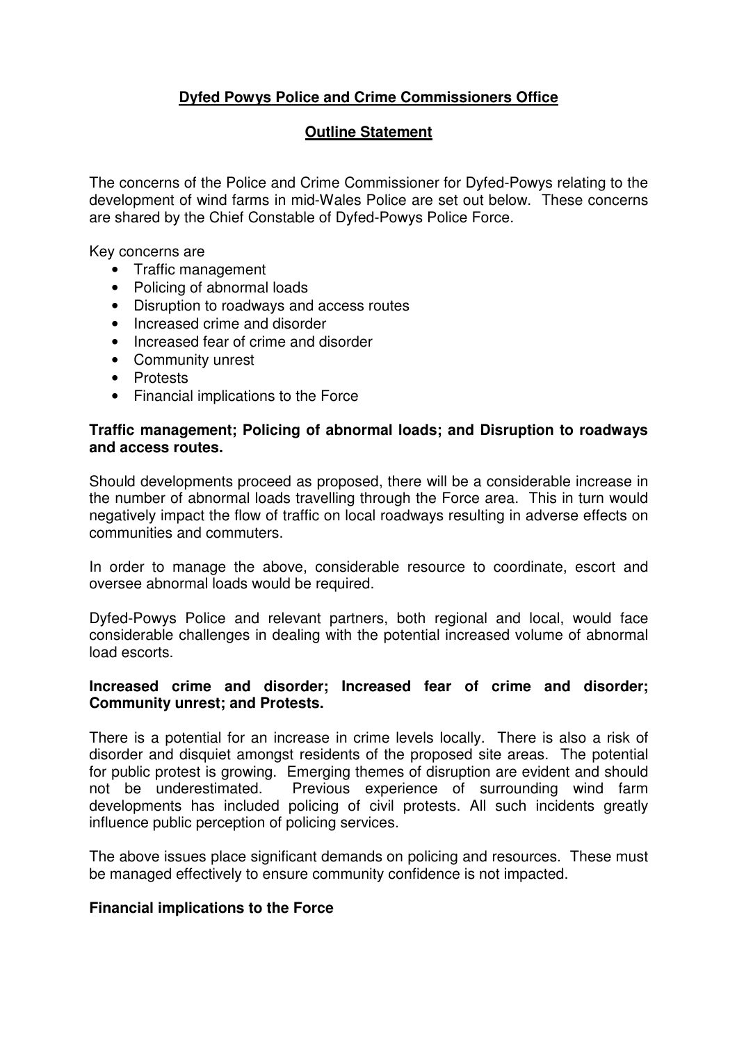**Dyfed Powys Police and Crime Commissioners Office**

**Outline Statement**

The concerns of the Police and Crime Commissioner for Dyfed-Powys relating to the development of wind farms in mid-Wales Police are set out below. These concerns are shared by the Chief Constable of Dyfed-Powys Police Force.

Key concerns are

- Traffic management
- Policing of abnormal loads
- Disruption to roadways and access routes
- Increased crime and disorder
- Increased fear of crime and disorder
- Community unrest
- Protests
- Financial implications to the Force

**Traffic management; Policing of abnormal loads; and Disruption to roadways and access routes.**

Should developments proceed as proposed, there will be a considerable increase in the number of abnormal loads travelling through the Force area. This in turn would negatively impact the flow of traffic on local roadways resulting in adverse effects on communities and commuters.

In order to manage the above, considerable resource to coordinate, escort and oversee abnormal loads would be required.

Dyfed-Powys Police and relevant partners, both regional and local, would face considerable challenges in dealing with the potential increased volume of abnormal load escorts.

**Increased crime and disorder; Increased fear of crime and disorder; Community unrest; and Protests.**

There is a potential for an increase in crime levels locally. There is also a risk of disorder and disquiet amongst residents of the proposed site areas. The potential for public protest is growing. Emerging themes of disruption are evident and should not be underestimated. Previous experience of surrounding wind farm developments has included policing of civil protests. All such incidents greatly influence public perception of policing services.

The above issues place significant demands on policing and resources. These must be managed effectively to ensure community confidence is not impacted.

**Financial implications to the Force**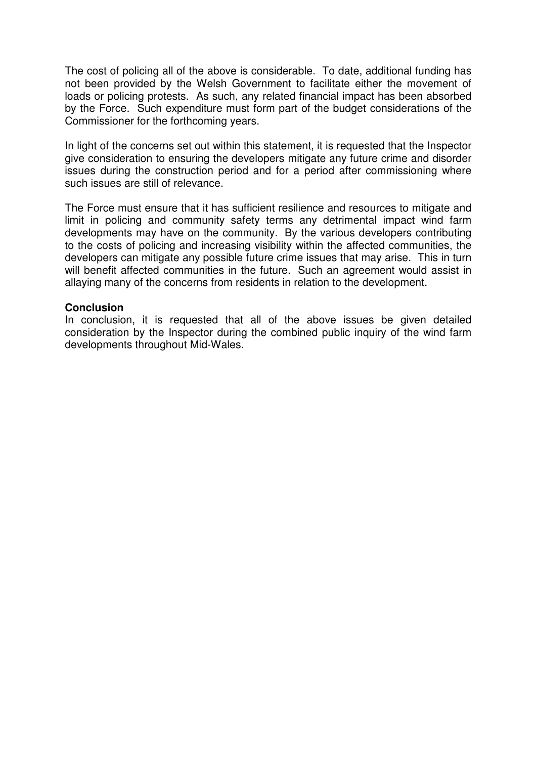The cost of policing all of the above is considerable. To date, additional funding has not been provided by the Welsh Government to facilitate either the movement of loads or policing protests. As such, any related financial impact has been absorbed by the Force. Such expenditure must form part of the budget considerations of the Commissioner for the forthcoming years.

In light of the concerns set out within this statement, it is requested that the Inspector give consideration to ensuring the developers mitigate any future crime and disorder issues during the construction period and for a period after commissioning where such issues are still of relevance.

The Force must ensure that it has sufficient resilience and resources to mitigate and limit in policing and community safety terms any detrimental impact wind farm developments may have on the community. By the various developers contributing to the costs of policing and increasing visibility within the affected communities, the developers can mitigate any possible future crime issues that may arise. This in turn will benefit affected communities in the future. Such an agreement would assist in allaying many of the concerns from residents in relation to the development.

**Conclusion**

In conclusion, it is requested that all of the above issues be given detailed consideration by the Inspector during the combined public inquiry of the wind farm developments throughout Mid-Wales.